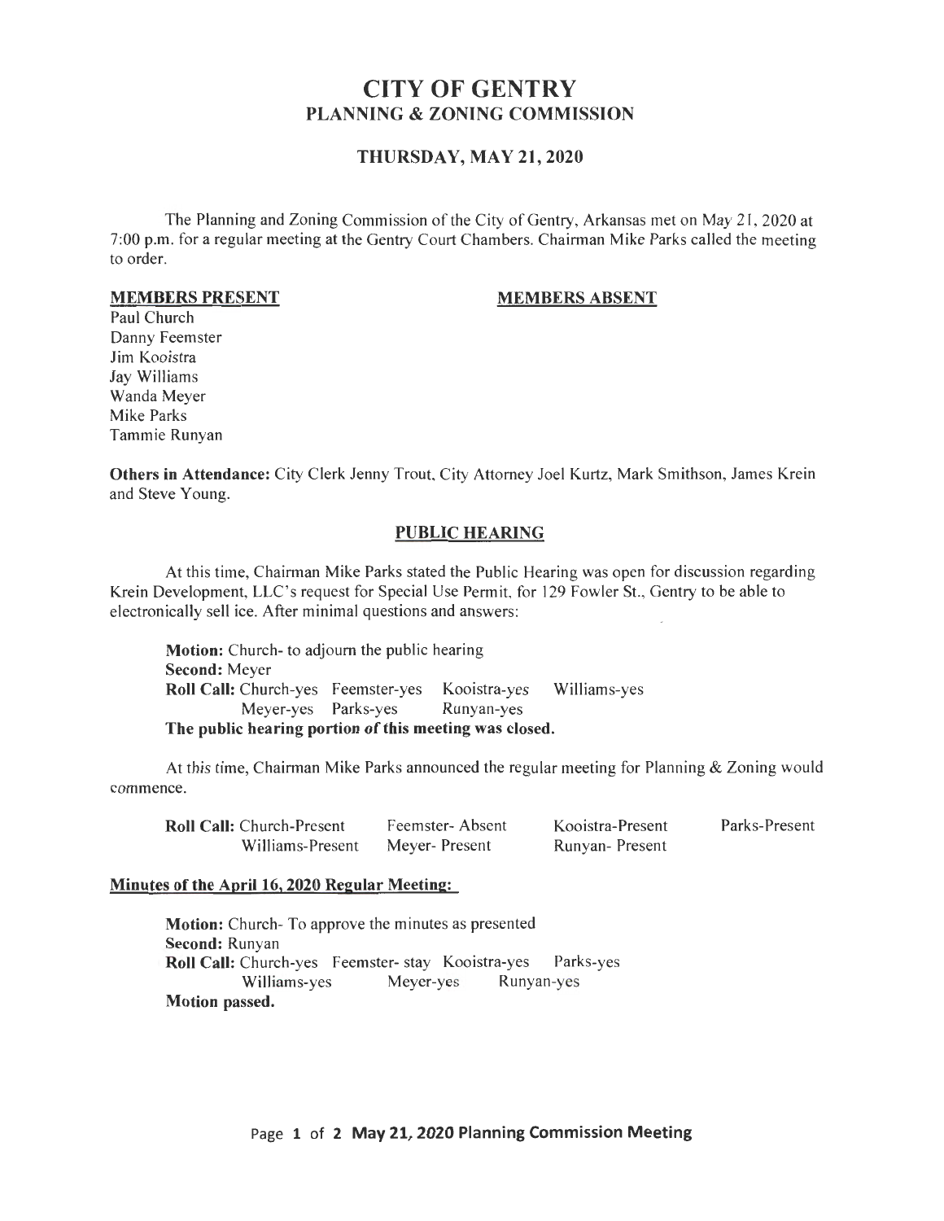# CITY OF GENTRY
## PLANNING & ZONING COMMISSION

### THURSDAY, MAY 21, 2020

The Planning and Zoning Commission of the City of Gentry, Arkansas met on May 21, 2020 at 7:00 p.m. for a regular meeting at the Gentry Court Chambers. Chairman Mike Parks called the meeting to order.

| **MEMBERS PRESENT** | **MEMBERS ABSENT** |
|---|---|
| Paul Church | |
| Danny Feemster | |
| Jim Kooistra | |
| Jay Williams | |
| Wanda Meyer | |
| Mike Parks | |
| Tammie Runyan | |

**Others in Attendance:** City Clerk Jenny Trout, City Attorney Joel Kurtz, Mark Smithson, James Krein and Steve Young.

### PUBLIC HEARING

At this time, Chairman Mike Parks stated the Public Hearing was open for discussion regarding Krein Development, LLC's request for Special Use Permit, for 129 Fowler St., Gentry to be able to electronically sell ice. After minimal questions and answers:

**Motion:** Church- to adjourn the public hearing
**Second:** Meyer
**Roll Call:** Church-yes Feemster-yes Kooistra-yes Williams-yes
Meyer-yes Parks-yes Runyan-yes
**The public hearing portion of this meeting was closed.**

At this time, Chairman Mike Parks announced the regular meeting for Planning & Zoning would commence.

**Roll Call:** Church-Present Feemster- Absent Kooistra-Present Parks-Present
Williams-Present Meyer- Present Runyan- Present

**Minutes of the April 16, 2020 Regular Meeting:**

**Motion:** Church- To approve the minutes as presented
**Second:** Runyan
**Roll Call:** Church-yes Feemster- stay Kooistra-yes Parks-yes
Williams-yes Meyer-yes Runyan-yes
**Motion passed.**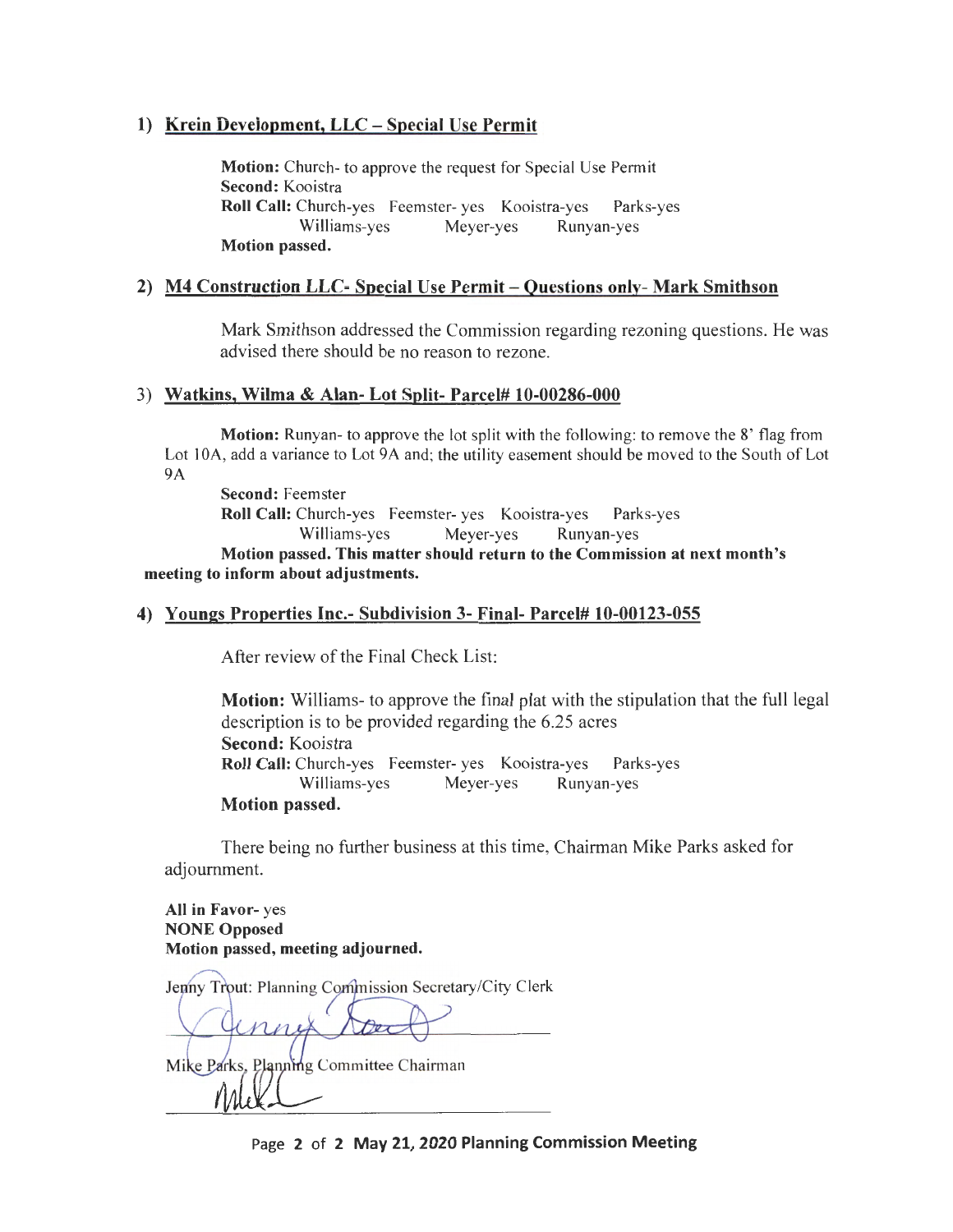1) **Krein Development, LLC – Special Use Permit**

**Motion:** Church- to approve the request for Special Use Permit
**Second:** Kooistra
**Roll Call:** Church-yes Feemster- yes Kooistra-yes Parks-yes
Williams-yes Meyer-yes Runyan-yes
**Motion passed.**

2) **M4 Construction LLC- Special Use Permit – Questions only- Mark Smithson**

Mark Smithson addressed the Commission regarding rezoning questions. He was advised there should be no reason to rezone.

3) **Watkins, Wilma & Alan- Lot Split- Parcel# 10-00286-000**

**Motion:** Runyan- to approve the lot split with the following: to remove the 8' flag from Lot 10A, add a variance to Lot 9A and; the utility easement should be moved to the South of Lot 9A

**Second:** Feemster
**Roll Call:** Church-yes Feemster- yes Kooistra-yes Parks-yes
Williams-yes Meyer-yes Runyan-yes
**Motion passed. This matter should return to the Commission at next month's meeting to inform about adjustments.**

4) **Youngs Properties Inc.- Subdivision 3- Final- Parcel# 10-00123-055**

After review of the Final Check List:

**Motion:** Williams- to approve the final plat with the stipulation that the full legal description is to be provided regarding the 6.25 acres
**Second:** Kooistra
**Roll Call:** Church-yes Feemster- yes Kooistra-yes Parks-yes
Williams-yes Meyer-yes Runyan-yes
**Motion passed.**

There being no further business at this time, Chairman Mike Parks asked for adjournment.

**All in Favor-** yes
**NONE Opposed**
**Motion passed, meeting adjourned.**

Jenny Trout: Planning Commission Secretary/City Clerk

Mike Parks, Planning Committee Chairman